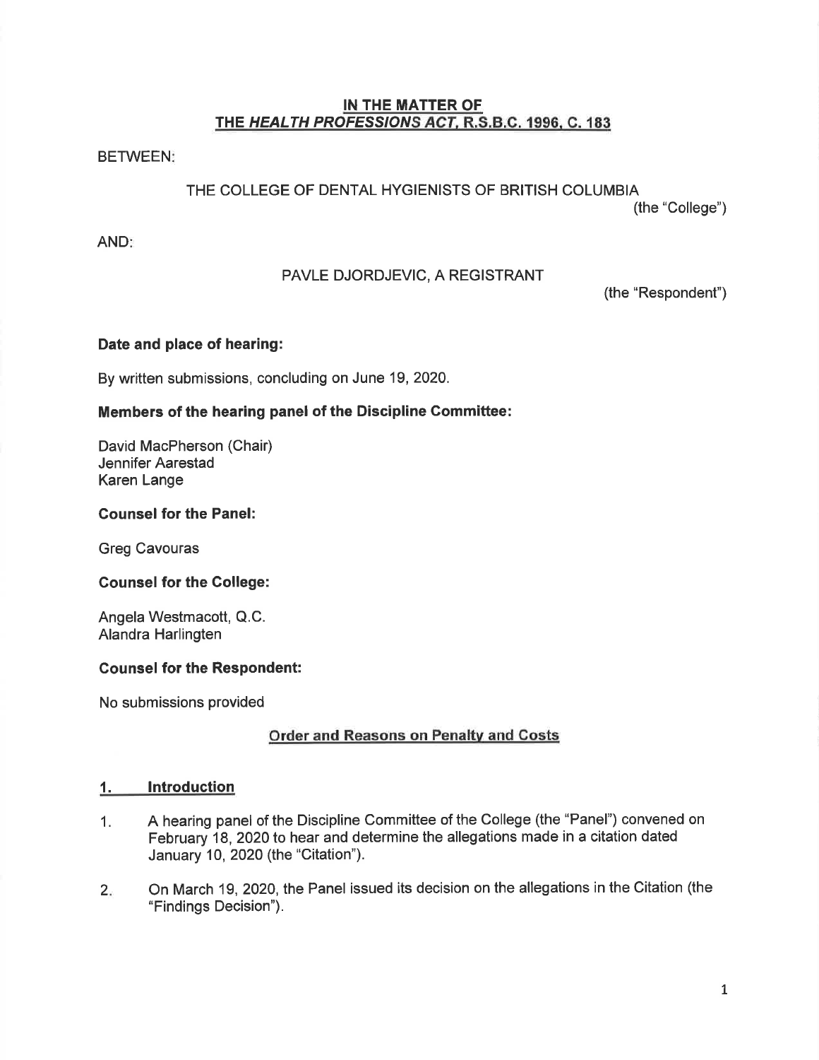**IN THE MATTER OF**
**THE *HEALTH PROFESSIONS ACT*, R.S.B.C. 1996, C. 183**

BETWEEN:

THE COLLEGE OF DENTAL HYGIENISTS OF BRITISH COLUMBIA
(the "College")

AND:

PAVLE DJORDJEVIC, A REGISTRANT
(the "Respondent")

**Date and place of hearing:**

By written submissions, concluding on June 19, 2020.

**Members of the hearing panel of the Discipline Committee:**

David MacPherson (Chair)
Jennifer Aarestad
Karen Lange

**Counsel for the Panel:**

Greg Cavouras

**Counsel for the College:**

Angela Westmacott, Q.C.
Alandra Harlingten

**Counsel for the Respondent:**

No submissions provided

**Order and Reasons on Penalty and Costs**

## 1. Introduction

1. A hearing panel of the Discipline Committee of the College (the "Panel") convened on February 18, 2020 to hear and determine the allegations made in a citation dated January 10, 2020 (the "Citation").

2. On March 19, 2020, the Panel issued its decision on the allegations in the Citation (the "Findings Decision").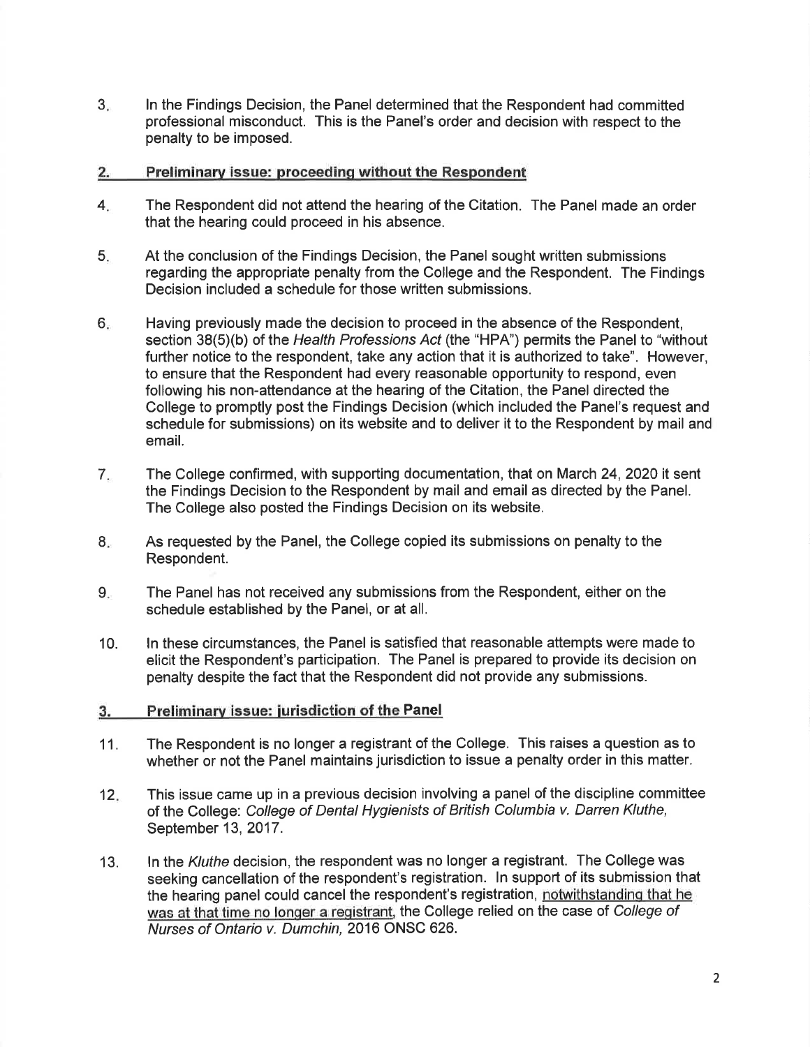3. In the Findings Decision, the Panel determined that the Respondent had committed professional misconduct. This is the Panel's order and decision with respect to the penalty to be imposed.

## 2. Preliminary issue: proceeding without the Respondent

4. The Respondent did not attend the hearing of the Citation. The Panel made an order that the hearing could proceed in his absence.

5. At the conclusion of the Findings Decision, the Panel sought written submissions regarding the appropriate penalty from the College and the Respondent. The Findings Decision included a schedule for those written submissions.

6. Having previously made the decision to proceed in the absence of the Respondent, section 38(5)(b) of the *Health Professions Act* (the "HPA") permits the Panel to "without further notice to the respondent, take any action that it is authorized to take". However, to ensure that the Respondent had every reasonable opportunity to respond, even following his non-attendance at the hearing of the Citation, the Panel directed the College to promptly post the Findings Decision (which included the Panel's request and schedule for submissions) on its website and to deliver it to the Respondent by mail and email.

7. The College confirmed, with supporting documentation, that on March 24, 2020 it sent the Findings Decision to the Respondent by mail and email as directed by the Panel. The College also posted the Findings Decision on its website.

8. As requested by the Panel, the College copied its submissions on penalty to the Respondent.

9. The Panel has not received any submissions from the Respondent, either on the schedule established by the Panel, or at all.

10. In these circumstances, the Panel is satisfied that reasonable attempts were made to elicit the Respondent's participation. The Panel is prepared to provide its decision on penalty despite the fact that the Respondent did not provide any submissions.

## 3. Preliminary issue: jurisdiction of the Panel

11. The Respondent is no longer a registrant of the College. This raises a question as to whether or not the Panel maintains jurisdiction to issue a penalty order in this matter.

12. This issue came up in a previous decision involving a panel of the discipline committee of the College: *College of Dental Hygienists of British Columbia v. Darren Kluthe*, September 13, 2017.

13. In the *Kluthe* decision, the respondent was no longer a registrant. The College was seeking cancellation of the respondent's registration. In support of its submission that the hearing panel could cancel the respondent's registration, notwithstanding that he was at that time no longer a registrant, the College relied on the case of *College of Nurses of Ontario v. Dumchin*, 2016 ONSC 626.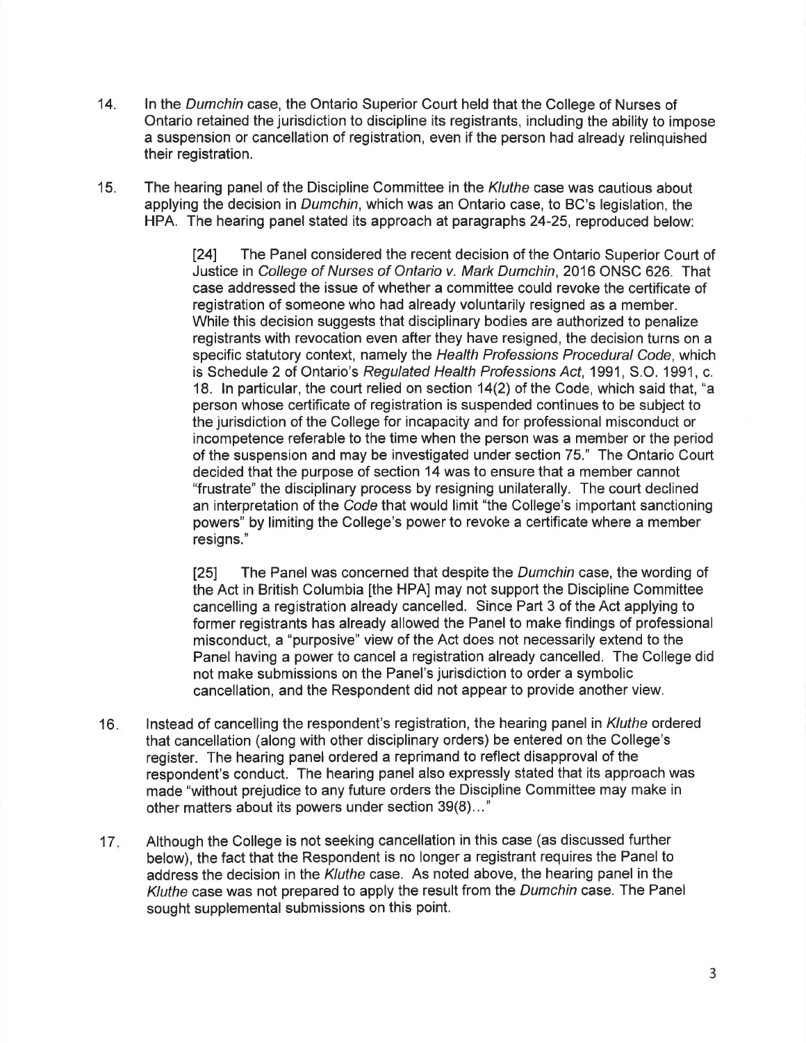14. In the *Dumchin* case, the Ontario Superior Court held that the College of Nurses of Ontario retained the jurisdiction to discipline its registrants, including the ability to impose a suspension or cancellation of registration, even if the person had already relinquished their registration.

15. The hearing panel of the Discipline Committee in the *Kluthe* case was cautious about applying the decision in *Dumchin*, which was an Ontario case, to BC's legislation, the HPA. The hearing panel stated its approach at paragraphs 24-25, reproduced below:

> [24] The Panel considered the recent decision of the Ontario Superior Court of Justice in *College of Nurses of Ontario v. Mark Dumchin*, 2016 ONSC 626. That case addressed the issue of whether a committee could revoke the certificate of registration of someone who had already voluntarily resigned as a member. While this decision suggests that disciplinary bodies are authorized to penalize registrants with revocation even after they have resigned, the decision turns on a specific statutory context, namely the *Health Professions Procedural Code*, which is Schedule 2 of Ontario's *Regulated Health Professions Act*, 1991, S.O. 1991, c. 18. In particular, the court relied on section 14(2) of the Code, which said that, "a person whose certificate of registration is suspended continues to be subject to the jurisdiction of the College for incapacity and for professional misconduct or incompetence referable to the time when the person was a member or the period of the suspension and may be investigated under section 75." The Ontario Court decided that the purpose of section 14 was to ensure that a member cannot "frustrate" the disciplinary process by resigning unilaterally. The court declined an interpretation of the *Code* that would limit "the College's important sanctioning powers" by limiting the College's power to revoke a certificate where a member resigns."
>
> [25] The Panel was concerned that despite the *Dumchin* case, the wording of the Act in British Columbia [the HPA] may not support the Discipline Committee cancelling a registration already cancelled. Since Part 3 of the Act applying to former registrants has already allowed the Panel to make findings of professional misconduct, a "purposive" view of the Act does not necessarily extend to the Panel having a power to cancel a registration already cancelled. The College did not make submissions on the Panel's jurisdiction to order a symbolic cancellation, and the Respondent did not appear to provide another view.

16. Instead of cancelling the respondent's registration, the hearing panel in *Kluthe* ordered that cancellation (along with other disciplinary orders) be entered on the College's register. The hearing panel ordered a reprimand to reflect disapproval of the respondent's conduct. The hearing panel also expressly stated that its approach was made "without prejudice to any future orders the Discipline Committee may make in other matters about its powers under section 39(8)..."

17. Although the College is not seeking cancellation in this case (as discussed further below), the fact that the Respondent is no longer a registrant requires the Panel to address the decision in the *Kluthe* case. As noted above, the hearing panel in the *Kluthe* case was not prepared to apply the result from the *Dumchin* case. The Panel sought supplemental submissions on this point.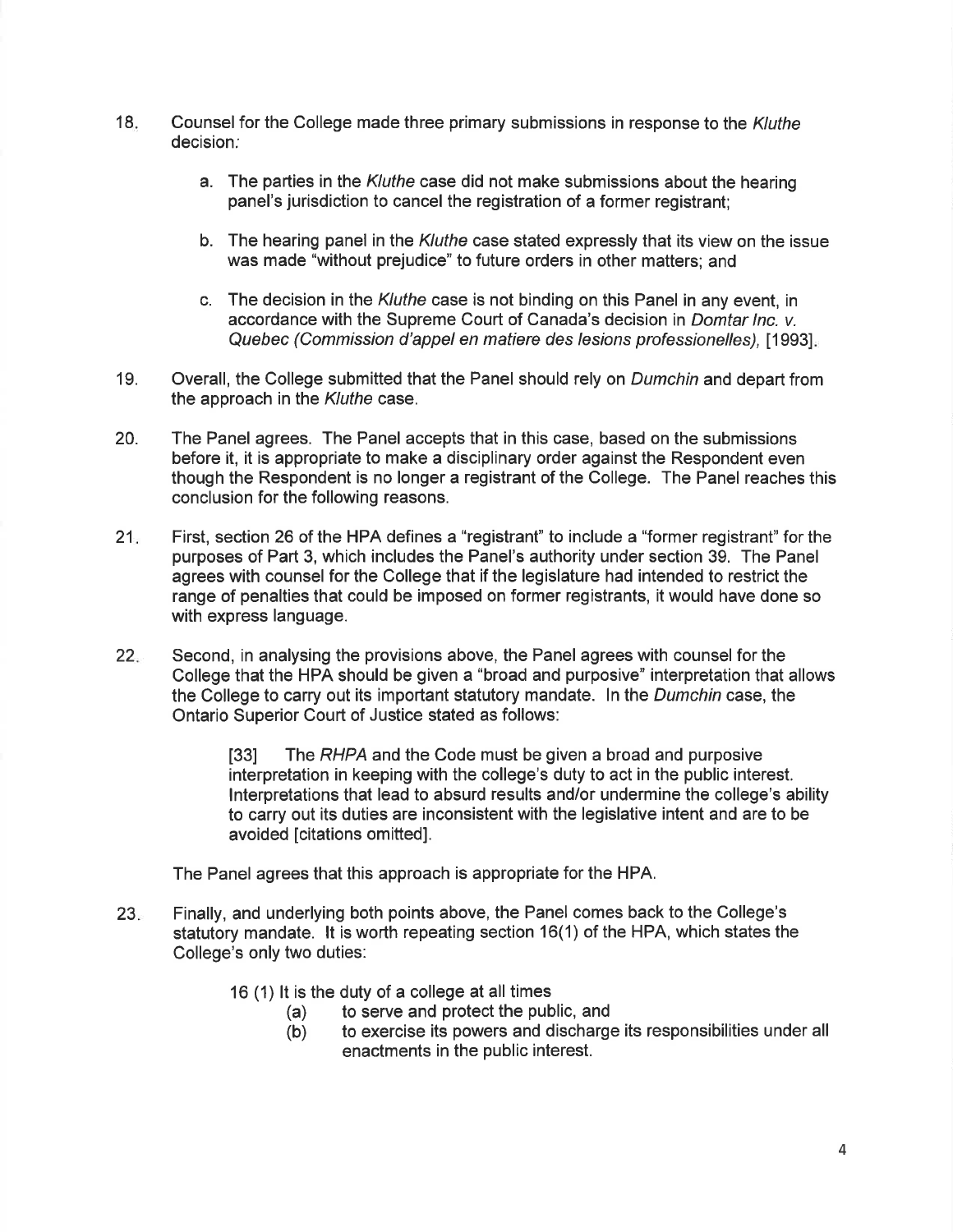18. Counsel for the College made three primary submissions in response to the *Kluthe* decision:

    a. The parties in the *Kluthe* case did not make submissions about the hearing panel's jurisdiction to cancel the registration of a former registrant;

    b. The hearing panel in the *Kluthe* case stated expressly that its view on the issue was made "without prejudice" to future orders in other matters; and

    c. The decision in the *Kluthe* case is not binding on this Panel in any event, in accordance with the Supreme Court of Canada's decision in *Domtar Inc. v. Quebec (Commission d'appel en matiere des lesions professionelles)*, [1993].

19. Overall, the College submitted that the Panel should rely on *Dumchin* and depart from the approach in the *Kluthe* case.

20. The Panel agrees. The Panel accepts that in this case, based on the submissions before it, it is appropriate to make a disciplinary order against the Respondent even though the Respondent is no longer a registrant of the College. The Panel reaches this conclusion for the following reasons.

21. First, section 26 of the HPA defines a "registrant" to include a "former registrant" for the purposes of Part 3, which includes the Panel's authority under section 39. The Panel agrees with counsel for the College that if the legislature had intended to restrict the range of penalties that could be imposed on former registrants, it would have done so with express language.

22. Second, in analysing the provisions above, the Panel agrees with counsel for the College that the HPA should be given a "broad and purposive" interpretation that allows the College to carry out its important statutory mandate. In the *Dumchin* case, the Ontario Superior Court of Justice stated as follows:

    > [33] The *RHPA* and the Code must be given a broad and purposive interpretation in keeping with the college's duty to act in the public interest. Interpretations that lead to absurd results and/or undermine the college's ability to carry out its duties are inconsistent with the legislative intent and are to be avoided [citations omitted].

    The Panel agrees that this approach is appropriate for the HPA.

23. Finally, and underlying both points above, the Panel comes back to the College's statutory mandate. It is worth repeating section 16(1) of the HPA, which states the College's only two duties:

    16 (1) It is the duty of a college at all times

    (a) to serve and protect the public, and

    (b) to exercise its powers and discharge its responsibilities under all enactments in the public interest.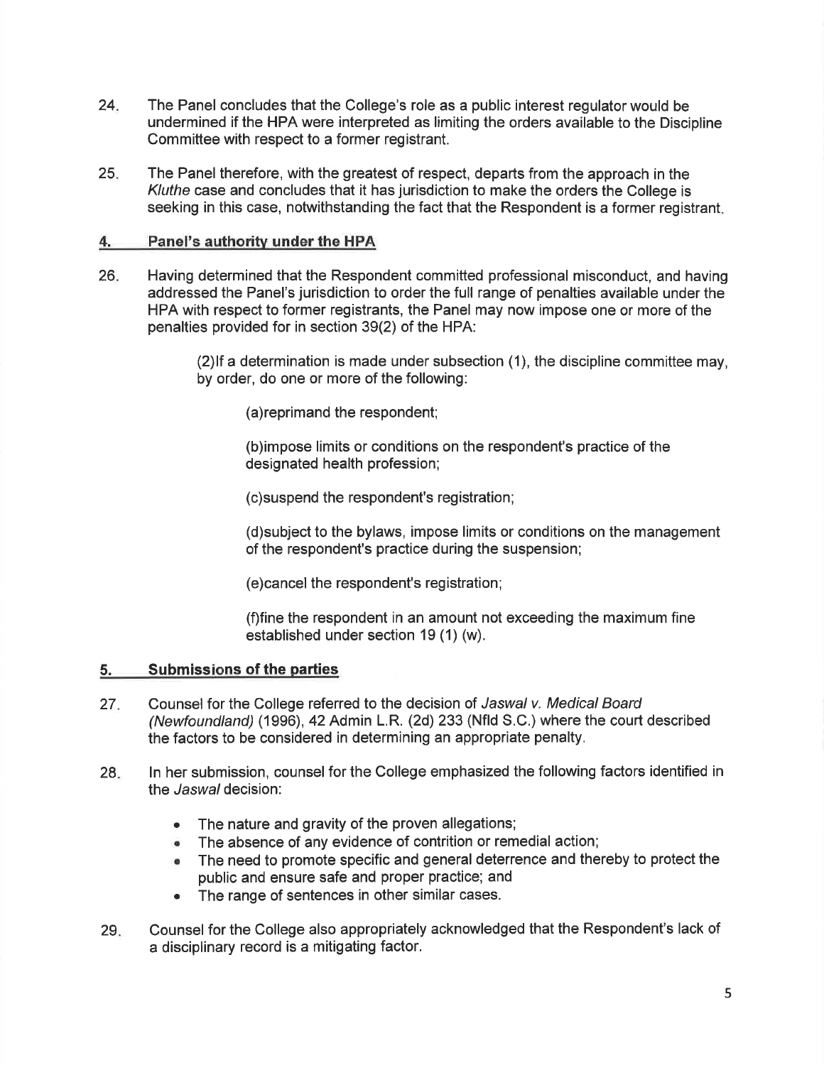24. The Panel concludes that the College's role as a public interest regulator would be undermined if the HPA were interpreted as limiting the orders available to the Discipline Committee with respect to a former registrant.

25. The Panel therefore, with the greatest of respect, departs from the approach in the *Kluthe* case and concludes that it has jurisdiction to make the orders the College is seeking in this case, notwithstanding the fact that the Respondent is a former registrant.

## 4. Panel's authority under the HPA

26. Having determined that the Respondent committed professional misconduct, and having addressed the Panel's jurisdiction to order the full range of penalties available under the HPA with respect to former registrants, the Panel may now impose one or more of the penalties provided for in section 39(2) of the HPA:

> (2)If a determination is made under subsection (1), the discipline committee may, by order, do one or more of the following:
>
> > (a)reprimand the respondent;
> >
> > (b)impose limits or conditions on the respondent's practice of the designated health profession;
> >
> > (c)suspend the respondent's registration;
> >
> > (d)subject to the bylaws, impose limits or conditions on the management of the respondent's practice during the suspension;
> >
> > (e)cancel the respondent's registration;
> >
> > (f)fine the respondent in an amount not exceeding the maximum fine established under section 19 (1) (w).

## 5. Submissions of the parties

27. Counsel for the College referred to the decision of *Jaswal v. Medical Board (Newfoundland)* (1996), 42 Admin L.R. (2d) 233 (Nfld S.C.) where the court described the factors to be considered in determining an appropriate penalty.

28. In her submission, counsel for the College emphasized the following factors identified in the *Jaswal* decision:

    - The nature and gravity of the proven allegations;
    - The absence of any evidence of contrition or remedial action;
    - The need to promote specific and general deterrence and thereby to protect the public and ensure safe and proper practice; and
    - The range of sentences in other similar cases.

29. Counsel for the College also appropriately acknowledged that the Respondent's lack of a disciplinary record is a mitigating factor.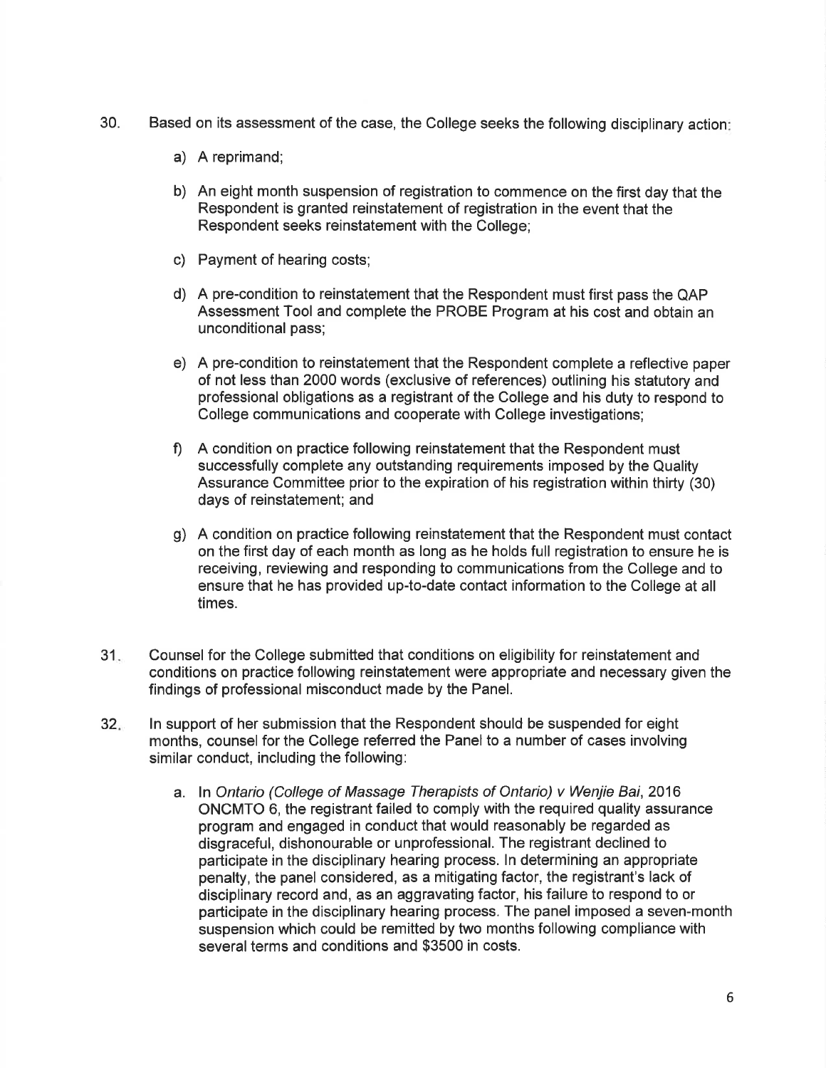30. Based on its assessment of the case, the College seeks the following disciplinary action:

    a) A reprimand;

    b) An eight month suspension of registration to commence on the first day that the Respondent is granted reinstatement of registration in the event that the Respondent seeks reinstatement with the College;

    c) Payment of hearing costs;

    d) A pre-condition to reinstatement that the Respondent must first pass the QAP Assessment Tool and complete the PROBE Program at his cost and obtain an unconditional pass;

    e) A pre-condition to reinstatement that the Respondent complete a reflective paper of not less than 2000 words (exclusive of references) outlining his statutory and professional obligations as a registrant of the College and his duty to respond to College communications and cooperate with College investigations;

    f) A condition on practice following reinstatement that the Respondent must successfully complete any outstanding requirements imposed by the Quality Assurance Committee prior to the expiration of his registration within thirty (30) days of reinstatement; and

    g) A condition on practice following reinstatement that the Respondent must contact on the first day of each month as long as he holds full registration to ensure he is receiving, reviewing and responding to communications from the College and to ensure that he has provided up-to-date contact information to the College at all times.

31. Counsel for the College submitted that conditions on eligibility for reinstatement and conditions on practice following reinstatement were appropriate and necessary given the findings of professional misconduct made by the Panel.

32. In support of her submission that the Respondent should be suspended for eight months, counsel for the College referred the Panel to a number of cases involving similar conduct, including the following:

    a. In *Ontario (College of Massage Therapists of Ontario) v Wenjie Bai*, 2016 ONCMTO 6, the registrant failed to comply with the required quality assurance program and engaged in conduct that would reasonably be regarded as disgraceful, dishonourable or unprofessional. The registrant declined to participate in the disciplinary hearing process. In determining an appropriate penalty, the panel considered, as a mitigating factor, the registrant's lack of disciplinary record and, as an aggravating factor, his failure to respond to or participate in the disciplinary hearing process. The panel imposed a seven-month suspension which could be remitted by two months following compliance with several terms and conditions and $3500 in costs.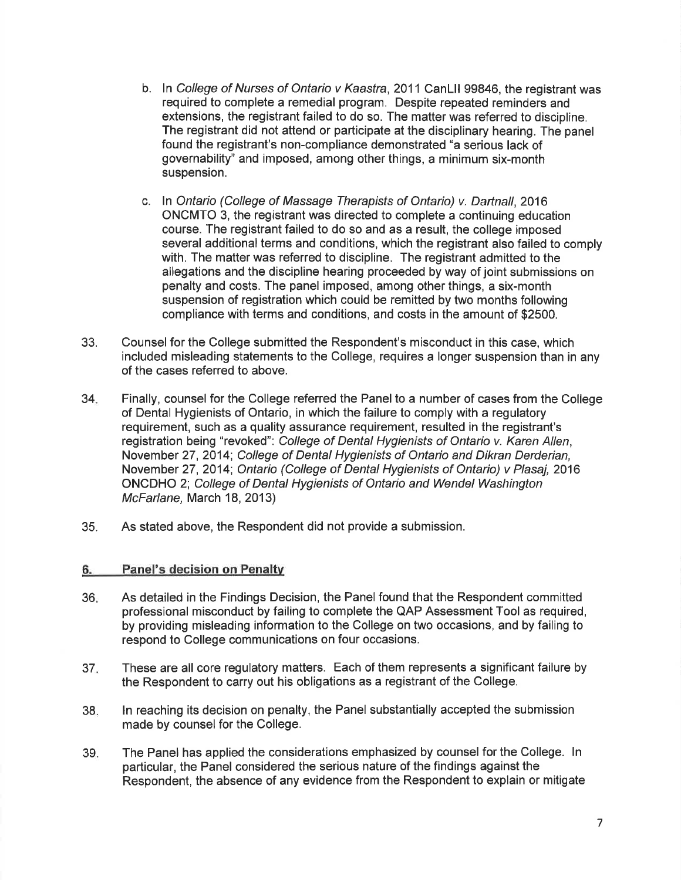b. In *College of Nurses of Ontario v Kaastra*, 2011 CanLII 99846, the registrant was required to complete a remedial program. Despite repeated reminders and extensions, the registrant failed to do so. The matter was referred to discipline. The registrant did not attend or participate at the disciplinary hearing. The panel found the registrant's non-compliance demonstrated "a serious lack of governability" and imposed, among other things, a minimum six-month suspension.

c. In *Ontario (College of Massage Therapists of Ontario) v. Dartnall*, 2016 ONCMTO 3, the registrant was directed to complete a continuing education course. The registrant failed to do so and as a result, the college imposed several additional terms and conditions, which the registrant also failed to comply with. The matter was referred to discipline. The registrant admitted to the allegations and the discipline hearing proceeded by way of joint submissions on penalty and costs. The panel imposed, among other things, a six-month suspension of registration which could be remitted by two months following compliance with terms and conditions, and costs in the amount of $2500.

33. Counsel for the College submitted the Respondent's misconduct in this case, which included misleading statements to the College, requires a longer suspension than in any of the cases referred to above.

34. Finally, counsel for the College referred the Panel to a number of cases from the College of Dental Hygienists of Ontario, in which the failure to comply with a regulatory requirement, such as a quality assurance requirement, resulted in the registrant's registration being "revoked": *College of Dental Hygienists of Ontario v. Karen Allen*, November 27, 2014; *College of Dental Hygienists of Ontario and Dikran Derderian*, November 27, 2014; *Ontario (College of Dental Hygienists of Ontario) v Plasaj*, 2016 ONCDHO 2; *College of Dental Hygienists of Ontario and Wendel Washington McFarlane*, March 18, 2013)

35. As stated above, the Respondent did not provide a submission.

## 6. Panel's decision on Penalty

36. As detailed in the Findings Decision, the Panel found that the Respondent committed professional misconduct by failing to complete the QAP Assessment Tool as required, by providing misleading information to the College on two occasions, and by failing to respond to College communications on four occasions.

37. These are all core regulatory matters. Each of them represents a significant failure by the Respondent to carry out his obligations as a registrant of the College.

38. In reaching its decision on penalty, the Panel substantially accepted the submission made by counsel for the College.

39. The Panel has applied the considerations emphasized by counsel for the College. In particular, the Panel considered the serious nature of the findings against the Respondent, the absence of any evidence from the Respondent to explain or mitigate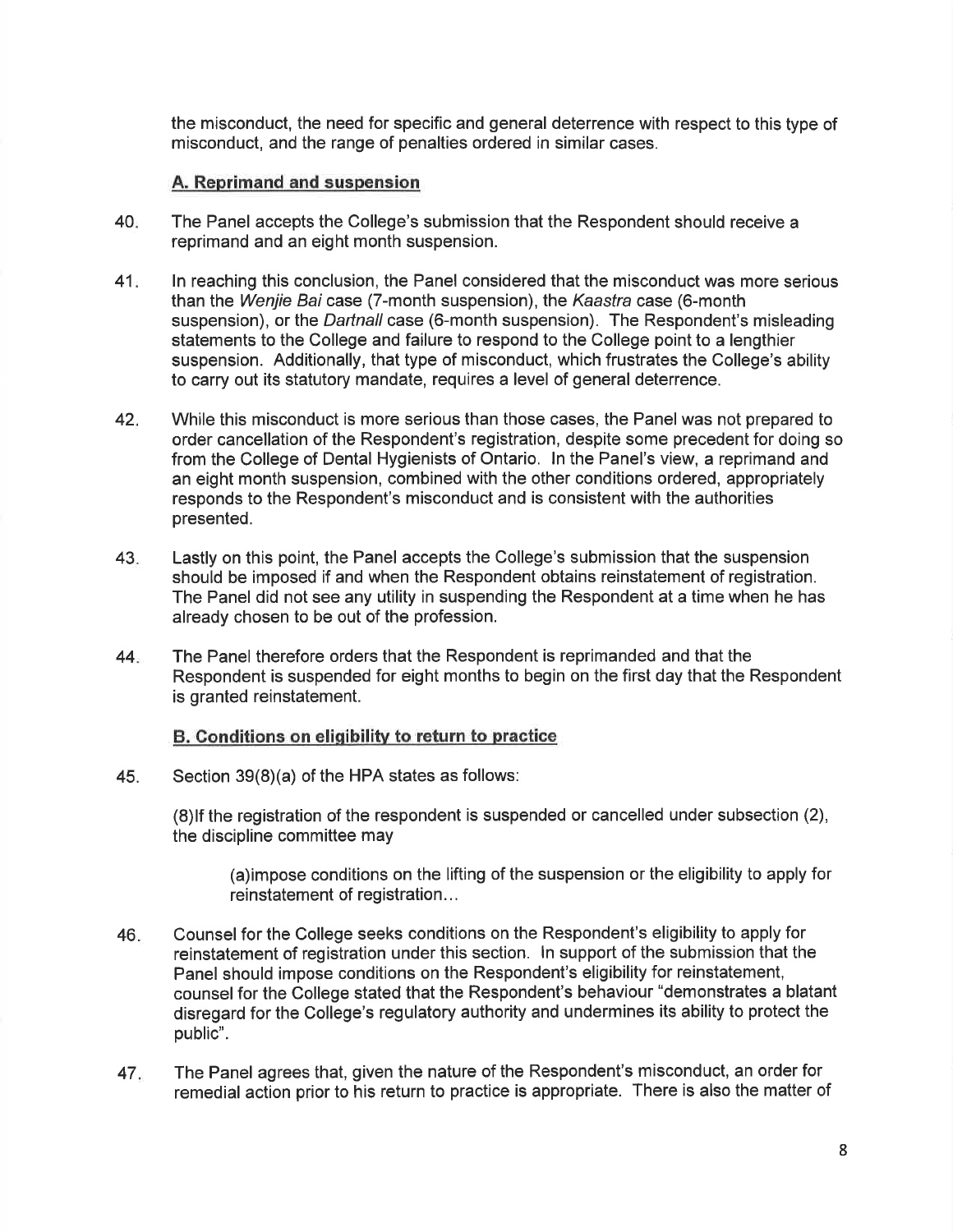the misconduct, the need for specific and general deterrence with respect to this type of misconduct, and the range of penalties ordered in similar cases.

### A. Reprimand and suspension

40. The Panel accepts the College's submission that the Respondent should receive a reprimand and an eight month suspension.

41. In reaching this conclusion, the Panel considered that the misconduct was more serious than the *Wenjie Bai* case (7-month suspension), the *Kaastra* case (6-month suspension), or the *Dartnall* case (6-month suspension). The Respondent's misleading statements to the College and failure to respond to the College point to a lengthier suspension. Additionally, that type of misconduct, which frustrates the College's ability to carry out its statutory mandate, requires a level of general deterrence.

42. While this misconduct is more serious than those cases, the Panel was not prepared to order cancellation of the Respondent's registration, despite some precedent for doing so from the College of Dental Hygienists of Ontario. In the Panel's view, a reprimand and an eight month suspension, combined with the other conditions ordered, appropriately responds to the Respondent's misconduct and is consistent with the authorities presented.

43. Lastly on this point, the Panel accepts the College's submission that the suspension should be imposed if and when the Respondent obtains reinstatement of registration. The Panel did not see any utility in suspending the Respondent at a time when he has already chosen to be out of the profession.

44. The Panel therefore orders that the Respondent is reprimanded and that the Respondent is suspended for eight months to begin on the first day that the Respondent is granted reinstatement.

### B. Conditions on eligibility to return to practice

45. Section 39(8)(a) of the HPA states as follows:

    (8)If the registration of the respondent is suspended or cancelled under subsection (2), the discipline committee may

    > (a)impose conditions on the lifting of the suspension or the eligibility to apply for reinstatement of registration…

46. Counsel for the College seeks conditions on the Respondent's eligibility to apply for reinstatement of registration under this section. In support of the submission that the Panel should impose conditions on the Respondent's eligibility for reinstatement, counsel for the College stated that the Respondent's behaviour "demonstrates a blatant disregard for the College's regulatory authority and undermines its ability to protect the public".

47. The Panel agrees that, given the nature of the Respondent's misconduct, an order for remedial action prior to his return to practice is appropriate. There is also the matter of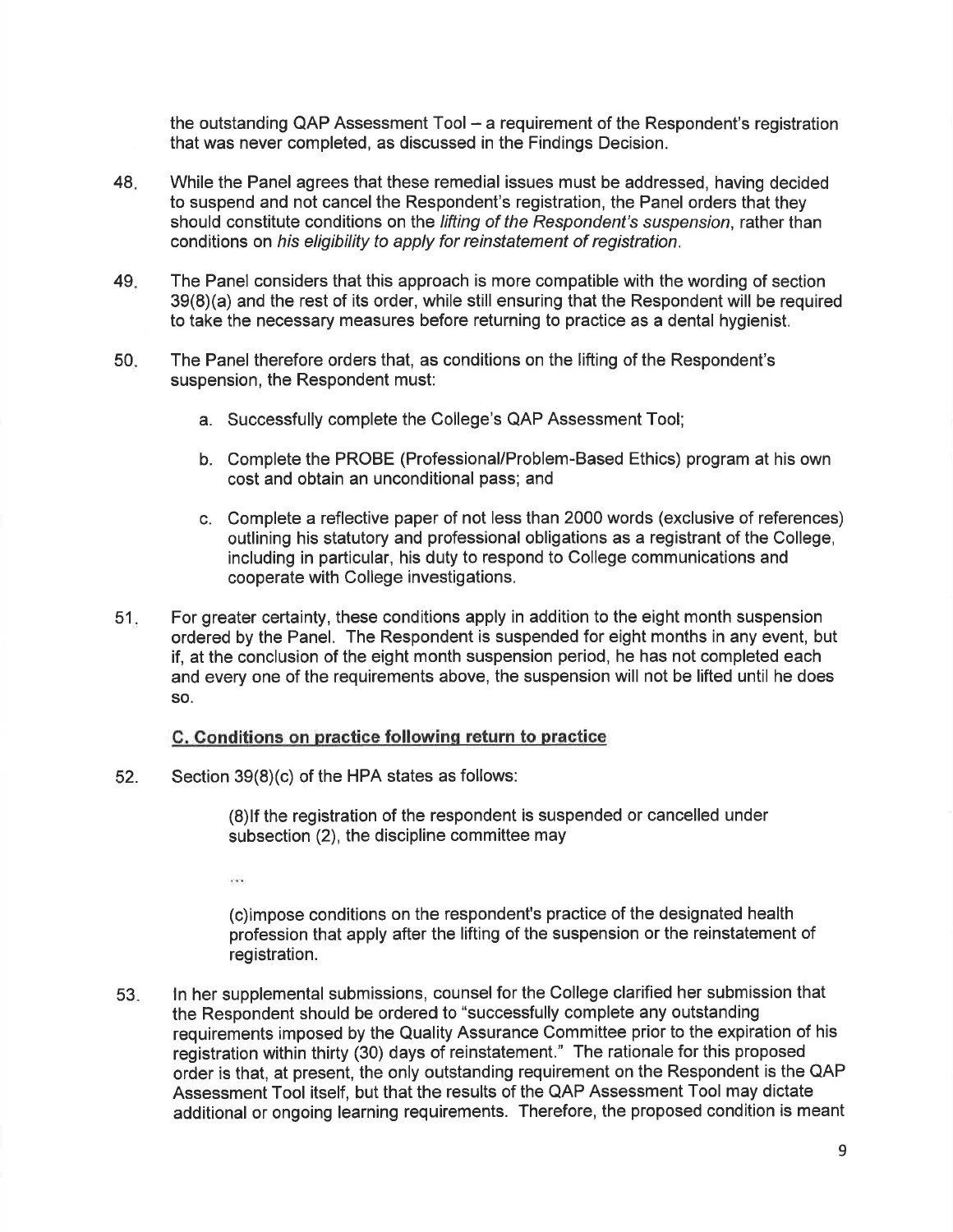the outstanding QAP Assessment Tool – a requirement of the Respondent's registration that was never completed, as discussed in the Findings Decision.

48. While the Panel agrees that these remedial issues must be addressed, having decided to suspend and not cancel the Respondent's registration, the Panel orders that they should constitute conditions on the *lifting of the Respondent's suspension*, rather than conditions on *his eligibility to apply for reinstatement of registration*.

49. The Panel considers that this approach is more compatible with the wording of section 39(8)(a) and the rest of its order, while still ensuring that the Respondent will be required to take the necessary measures before returning to practice as a dental hygienist.

50. The Panel therefore orders that, as conditions on the lifting of the Respondent's suspension, the Respondent must:

    a. Successfully complete the College's QAP Assessment Tool;

    b. Complete the PROBE (Professional/Problem-Based Ethics) program at his own cost and obtain an unconditional pass; and

    c. Complete a reflective paper of not less than 2000 words (exclusive of references) outlining his statutory and professional obligations as a registrant of the College, including in particular, his duty to respond to College communications and cooperate with College investigations.

51. For greater certainty, these conditions apply in addition to the eight month suspension ordered by the Panel. The Respondent is suspended for eight months in any event, but if, at the conclusion of the eight month suspension period, he has not completed each and every one of the requirements above, the suspension will not be lifted until he does so.

### C. Conditions on practice following return to practice

52. Section 39(8)(c) of the HPA states as follows:

> (8)If the registration of the respondent is suspended or cancelled under subsection (2), the discipline committee may
>
> ...
>
> (c)impose conditions on the respondent's practice of the designated health profession that apply after the lifting of the suspension or the reinstatement of registration.

53. In her supplemental submissions, counsel for the College clarified her submission that the Respondent should be ordered to "successfully complete any outstanding requirements imposed by the Quality Assurance Committee prior to the expiration of his registration within thirty (30) days of reinstatement." The rationale for this proposed order is that, at present, the only outstanding requirement on the Respondent is the QAP Assessment Tool itself, but that the results of the QAP Assessment Tool may dictate additional or ongoing learning requirements. Therefore, the proposed condition is meant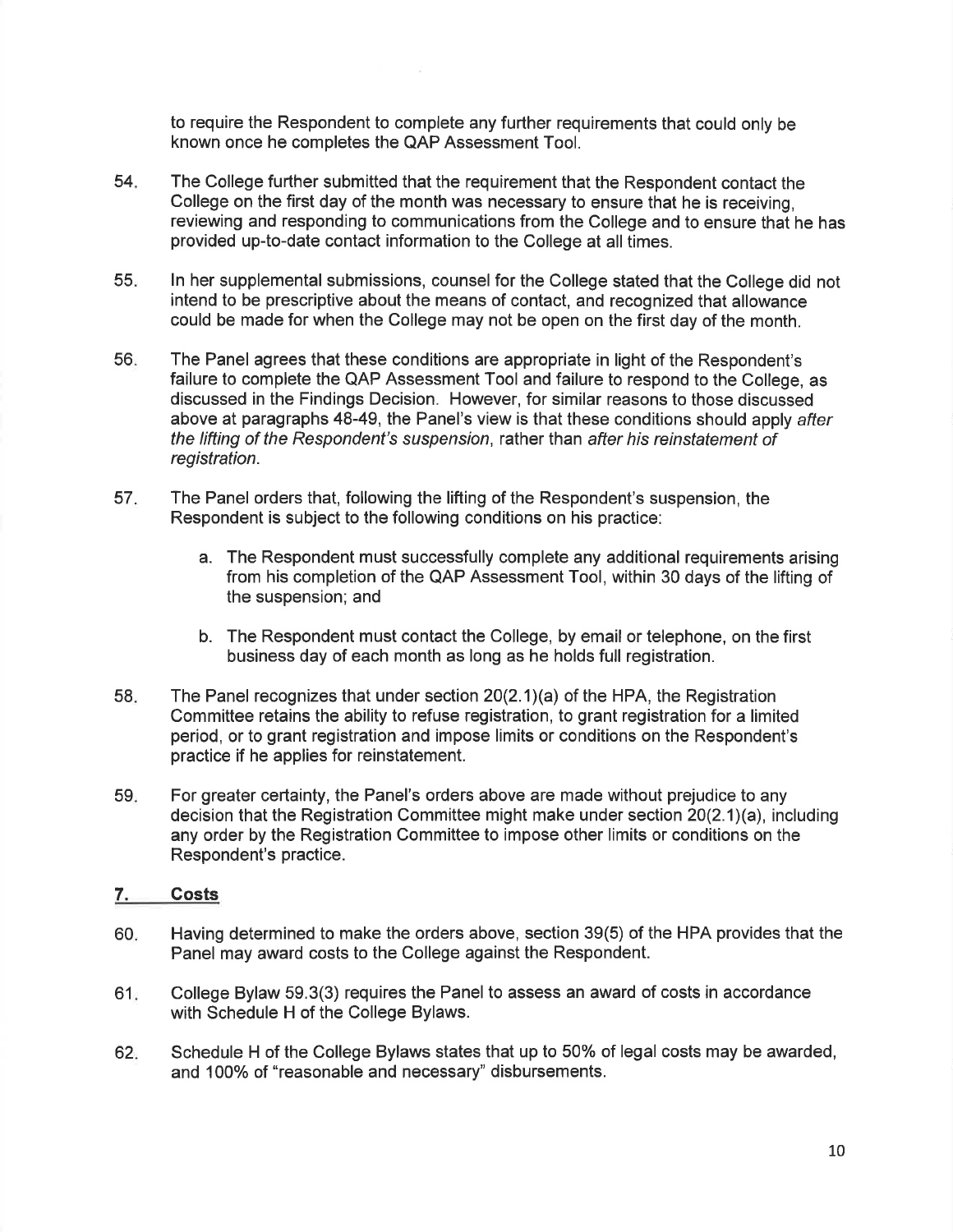to require the Respondent to complete any further requirements that could only be known once he completes the QAP Assessment Tool.

54. The College further submitted that the requirement that the Respondent contact the College on the first day of the month was necessary to ensure that he is receiving, reviewing and responding to communications from the College and to ensure that he has provided up-to-date contact information to the College at all times.

55. In her supplemental submissions, counsel for the College stated that the College did not intend to be prescriptive about the means of contact, and recognized that allowance could be made for when the College may not be open on the first day of the month.

56. The Panel agrees that these conditions are appropriate in light of the Respondent's failure to complete the QAP Assessment Tool and failure to respond to the College, as discussed in the Findings Decision. However, for similar reasons to those discussed above at paragraphs 48-49, the Panel's view is that these conditions should apply *after the lifting of the Respondent's suspension*, rather than *after his reinstatement of registration*.

57. The Panel orders that, following the lifting of the Respondent's suspension, the Respondent is subject to the following conditions on his practice:

    a. The Respondent must successfully complete any additional requirements arising from his completion of the QAP Assessment Tool, within 30 days of the lifting of the suspension; and

    b. The Respondent must contact the College, by email or telephone, on the first business day of each month as long as he holds full registration.

58. The Panel recognizes that under section 20(2.1)(a) of the HPA, the Registration Committee retains the ability to refuse registration, to grant registration for a limited period, or to grant registration and impose limits or conditions on the Respondent's practice if he applies for reinstatement.

59. For greater certainty, the Panel's orders above are made without prejudice to any decision that the Registration Committee might make under section 20(2.1)(a), including any order by the Registration Committee to impose other limits or conditions on the Respondent's practice.

## 7. Costs

60. Having determined to make the orders above, section 39(5) of the HPA provides that the Panel may award costs to the College against the Respondent.

61. College Bylaw 59.3(3) requires the Panel to assess an award of costs in accordance with Schedule H of the College Bylaws.

62. Schedule H of the College Bylaws states that up to 50% of legal costs may be awarded, and 100% of "reasonable and necessary" disbursements.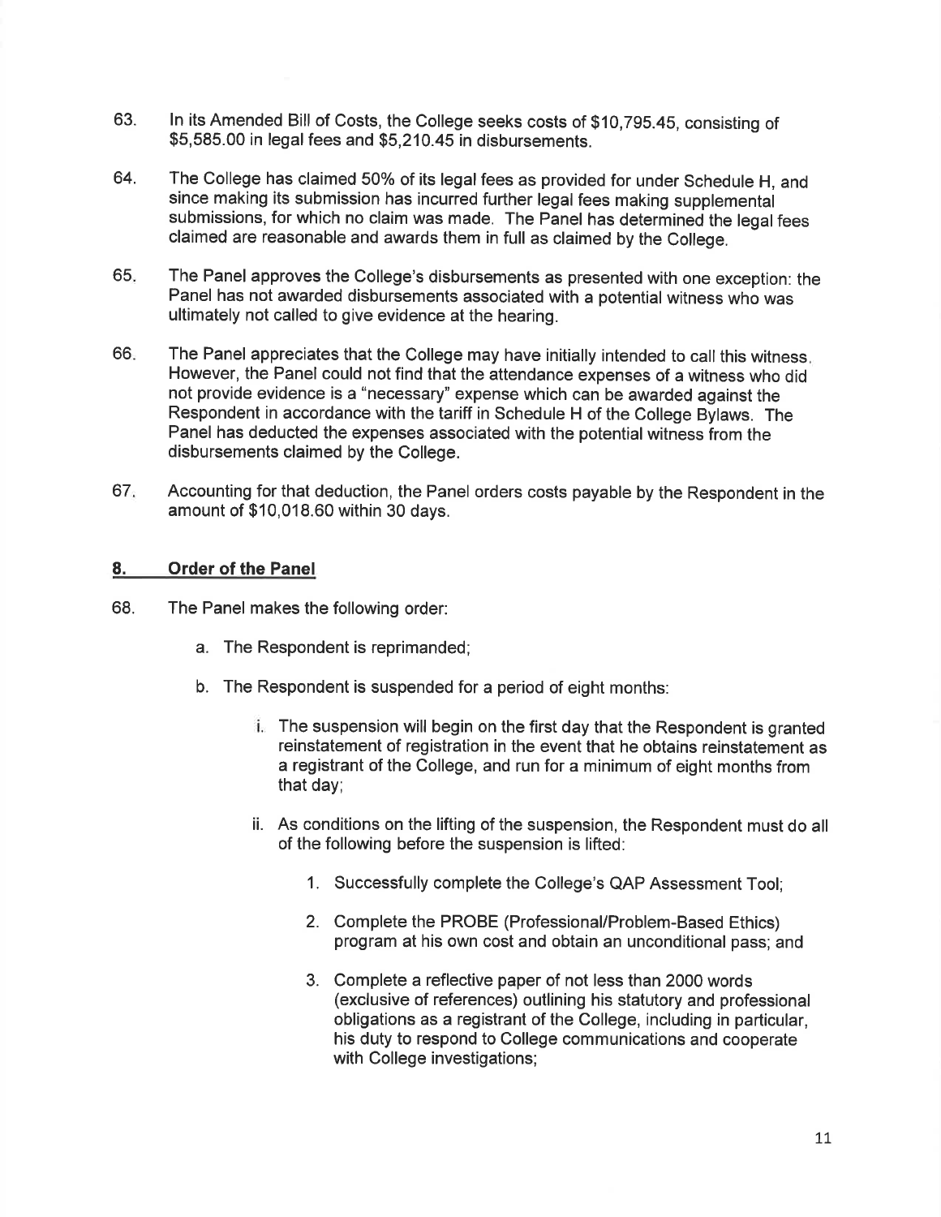63. In its Amended Bill of Costs, the College seeks costs of $10,795.45, consisting of $5,585.00 in legal fees and $5,210.45 in disbursements.

64. The College has claimed 50% of its legal fees as provided for under Schedule H, and since making its submission has incurred further legal fees making supplemental submissions, for which no claim was made. The Panel has determined the legal fees claimed are reasonable and awards them in full as claimed by the College.

65. The Panel approves the College's disbursements as presented with one exception: the Panel has not awarded disbursements associated with a potential witness who was ultimately not called to give evidence at the hearing.

66. The Panel appreciates that the College may have initially intended to call this witness. However, the Panel could not find that the attendance expenses of a witness who did not provide evidence is a "necessary" expense which can be awarded against the Respondent in accordance with the tariff in Schedule H of the College Bylaws. The Panel has deducted the expenses associated with the potential witness from the disbursements claimed by the College.

67. Accounting for that deduction, the Panel orders costs payable by the Respondent in the amount of $10,018.60 within 30 days.

## 8. Order of the Panel

68. The Panel makes the following order:

   a. The Respondent is reprimanded;

   b. The Respondent is suspended for a period of eight months:

      i. The suspension will begin on the first day that the Respondent is granted reinstatement of registration in the event that he obtains reinstatement as a registrant of the College, and run for a minimum of eight months from that day;

      ii. As conditions on the lifting of the suspension, the Respondent must do all of the following before the suspension is lifted:

         1. Successfully complete the College's QAP Assessment Tool;

         2. Complete the PROBE (Professional/Problem-Based Ethics) program at his own cost and obtain an unconditional pass; and

         3. Complete a reflective paper of not less than 2000 words (exclusive of references) outlining his statutory and professional obligations as a registrant of the College, including in particular, his duty to respond to College communications and cooperate with College investigations;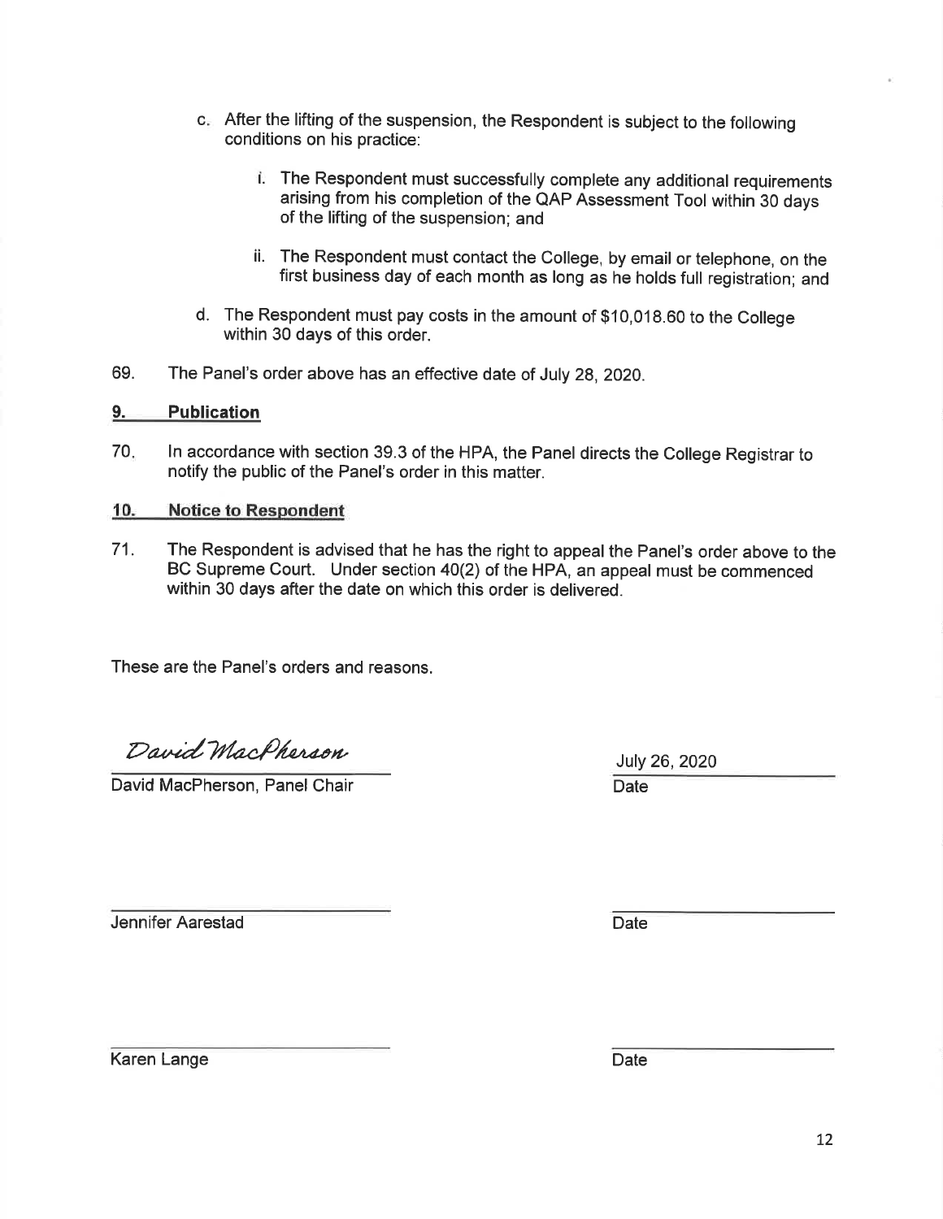c. After the lifting of the suspension, the Respondent is subject to the following conditions on his practice:

   i. The Respondent must successfully complete any additional requirements arising from his completion of the QAP Assessment Tool within 30 days of the lifting of the suspension; and

   ii. The Respondent must contact the College, by email or telephone, on the first business day of each month as long as he holds full registration; and

d. The Respondent must pay costs in the amount of $10,018.60 to the College within 30 days of this order.

69. The Panel's order above has an effective date of July 28, 2020.

## 9. Publication

70. In accordance with section 39.3 of the HPA, the Panel directs the College Registrar to notify the public of the Panel's order in this matter.

## 10. Notice to Respondent

71. The Respondent is advised that he has the right to appeal the Panel's order above to the BC Supreme Court. Under section 40(2) of the HPA, an appeal must be commenced within 30 days after the date on which this order is delivered.

These are the Panel's orders and reasons.

*David MacPherson*

David MacPherson, Panel Chair — July 26, 2020 — Date

Jennifer Aarestad — Date

Karen Lange — Date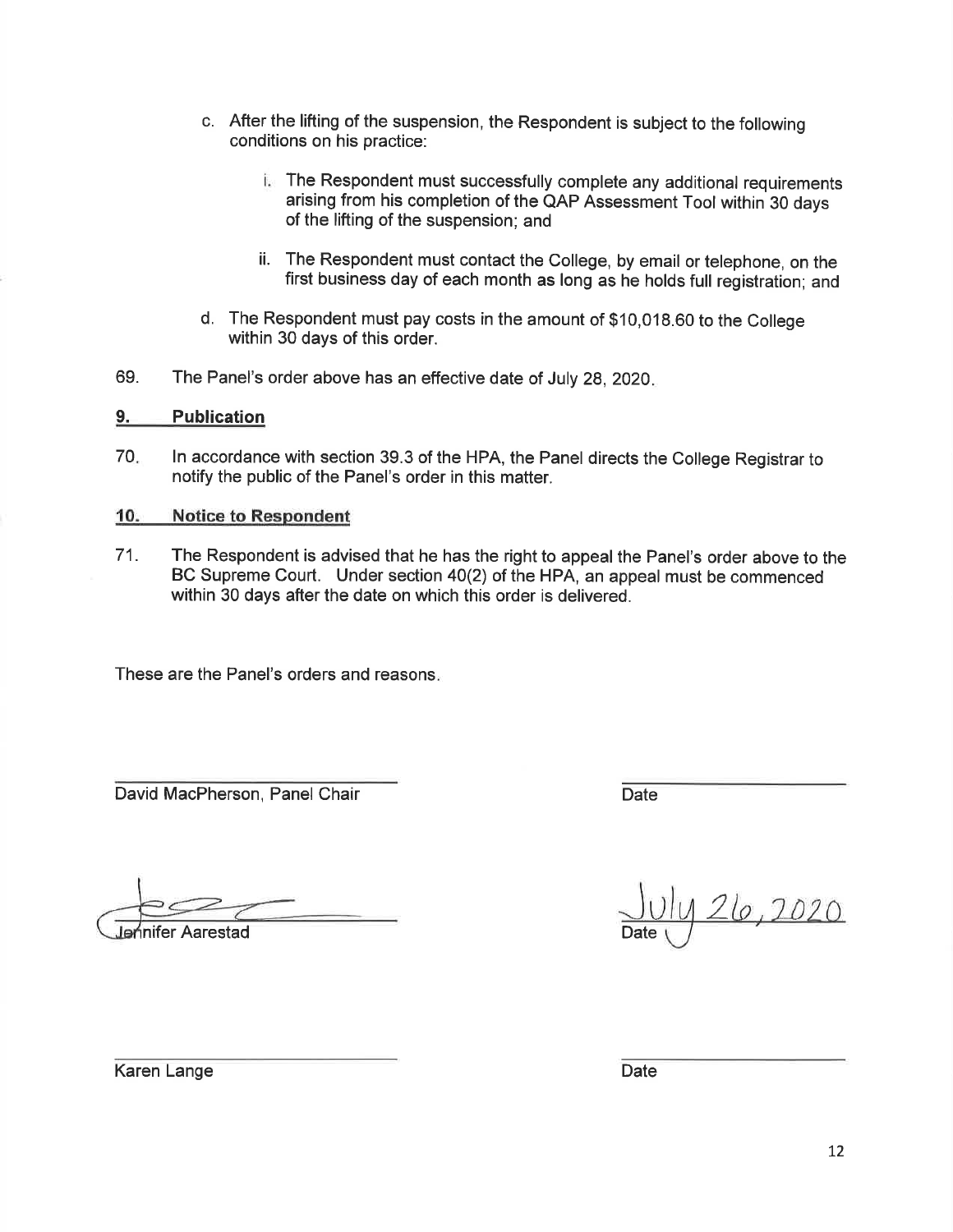c. After the lifting of the suspension, the Respondent is subject to the following conditions on his practice:

    i. The Respondent must successfully complete any additional requirements arising from his completion of the QAP Assessment Tool within 30 days of the lifting of the suspension; and

    ii. The Respondent must contact the College, by email or telephone, on the first business day of each month as long as he holds full registration; and

d. The Respondent must pay costs in the amount of $10,018.60 to the College within 30 days of this order.

69. The Panel's order above has an effective date of July 28, 2020.

## 9. Publication

70. In accordance with section 39.3 of the HPA, the Panel directs the College Registrar to notify the public of the Panel's order in this matter.

## 10. Notice to Respondent

71. The Respondent is advised that he has the right to appeal the Panel's order above to the BC Supreme Court. Under section 40(2) of the HPA, an appeal must be commenced within 30 days after the date on which this order is delivered.

These are the Panel's orders and reasons.

| | |
|---|---|
| David MacPherson, Panel Chair | Date |
| Jennifer Aarestad | July 26, 2020<br>Date |
| Karen Lange | Date |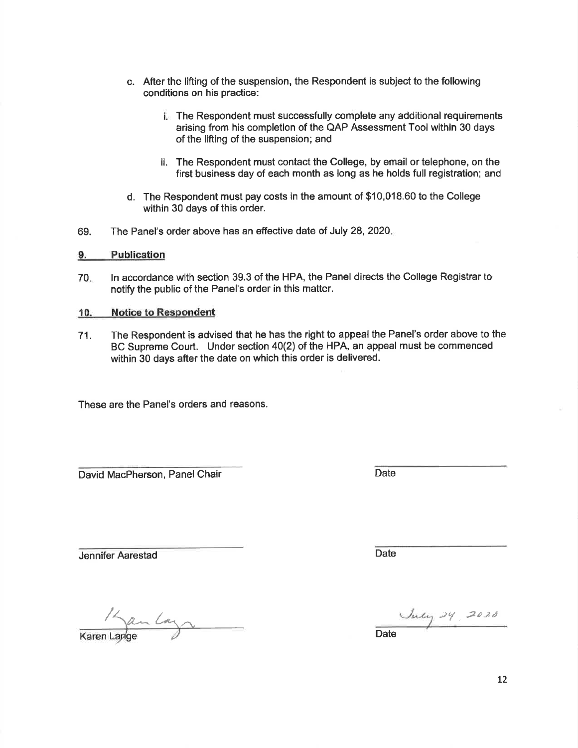c. After the lifting of the suspension, the Respondent is subject to the following conditions on his practice:

   i. The Respondent must successfully complete any additional requirements arising from his completion of the QAP Assessment Tool within 30 days of the lifting of the suspension; and

   ii. The Respondent must contact the College, by email or telephone, on the first business day of each month as long as he holds full registration; and

d. The Respondent must pay costs in the amount of $10,018.60 to the College within 30 days of this order.

69. The Panel's order above has an effective date of July 28, 2020.

## 9. Publication

70. In accordance with section 39.3 of the HPA, the Panel directs the College Registrar to notify the public of the Panel's order in this matter.

## 10. Notice to Respondent

71. The Respondent is advised that he has the right to appeal the Panel's order above to the BC Supreme Court. Under section 40(2) of the HPA, an appeal must be commenced within 30 days after the date on which this order is delivered.

These are the Panel's orders and reasons.

David MacPherson, Panel Chair ______________________ Date ______________________

Jennifer Aarestad ______________________ Date ______________________

Karen Lange [signature] Date July 24, 2020